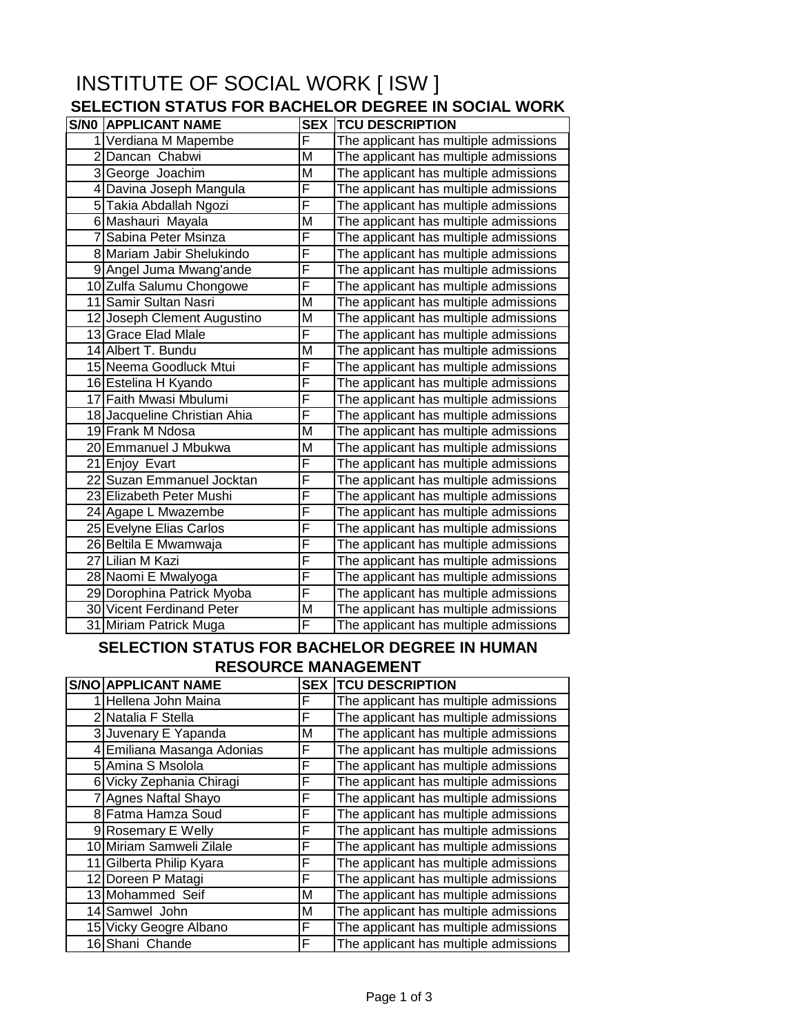# INSTITUTE OF SOCIAL WORK [ ISW ]

## SELECTION STATUS FOR BACHELOR DEGREE IN SOCIAL WORK

| S/N0 | APPLICANT NAME | SEX | TCU DESCRIPTION |
|---|---|---|---|
| 1 | Verdiana M Mapembe | F | The applicant has multiple admissions |
| 2 | Dancan Chabwi | M | The applicant has multiple admissions |
| 3 | George Joachim | M | The applicant has multiple admissions |
| 4 | Davina Joseph Mangula | F | The applicant has multiple admissions |
| 5 | Takia Abdallah Ngozi | F | The applicant has multiple admissions |
| 6 | Mashauri Mayala | M | The applicant has multiple admissions |
| 7 | Sabina Peter Msinza | F | The applicant has multiple admissions |
| 8 | Mariam Jabir Shelukindo | F | The applicant has multiple admissions |
| 9 | Angel Juma Mwang'ande | F | The applicant has multiple admissions |
| 10 | Zulfa Salumu Chongowe | F | The applicant has multiple admissions |
| 11 | Samir Sultan Nasri | M | The applicant has multiple admissions |
| 12 | Joseph Clement Augustino | M | The applicant has multiple admissions |
| 13 | Grace Elad Mlale | F | The applicant has multiple admissions |
| 14 | Albert T. Bundu | M | The applicant has multiple admissions |
| 15 | Neema Goodluck Mtui | F | The applicant has multiple admissions |
| 16 | Estelina H Kyando | F | The applicant has multiple admissions |
| 17 | Faith Mwasi Mbulumi | F | The applicant has multiple admissions |
| 18 | Jacqueline Christian Ahia | F | The applicant has multiple admissions |
| 19 | Frank M Ndosa | M | The applicant has multiple admissions |
| 20 | Emmanuel J Mbukwa | M | The applicant has multiple admissions |
| 21 | Enjoy Evart | F | The applicant has multiple admissions |
| 22 | Suzan Emmanuel Jocktan | F | The applicant has multiple admissions |
| 23 | Elizabeth Peter Mushi | F | The applicant has multiple admissions |
| 24 | Agape L Mwazembe | F | The applicant has multiple admissions |
| 25 | Evelyne Elias Carlos | F | The applicant has multiple admissions |
| 26 | Beltila E Mwamwaja | F | The applicant has multiple admissions |
| 27 | Lilian M Kazi | F | The applicant has multiple admissions |
| 28 | Naomi E Mwalyoga | F | The applicant has multiple admissions |
| 29 | Dorophina Patrick Myoba | F | The applicant has multiple admissions |
| 30 | Vicent Ferdinand Peter | M | The applicant has multiple admissions |
| 31 | Miriam Patrick Muga | F | The applicant has multiple admissions |

## SELECTION STATUS FOR BACHELOR DEGREE IN HUMAN RESOURCE MANAGEMENT

| S/NO | APPLICANT NAME | SEX | TCU DESCRIPTION |
|---|---|---|---|
| 1 | Hellena John Maina | F | The applicant has multiple admissions |
| 2 | Natalia F Stella | F | The applicant has multiple admissions |
| 3 | Juvenary E Yapanda | M | The applicant has multiple admissions |
| 4 | Emiliana Masanga Adonias | F | The applicant has multiple admissions |
| 5 | Amina S Msolola | F | The applicant has multiple admissions |
| 6 | Vicky Zephania Chiragi | F | The applicant has multiple admissions |
| 7 | Agnes Naftal Shayo | F | The applicant has multiple admissions |
| 8 | Fatma Hamza Soud | F | The applicant has multiple admissions |
| 9 | Rosemary E Welly | F | The applicant has multiple admissions |
| 10 | Miriam Samweli Zilale | F | The applicant has multiple admissions |
| 11 | Gilberta Philip Kyara | F | The applicant has multiple admissions |
| 12 | Doreen P Matagi | F | The applicant has multiple admissions |
| 13 | Mohammed Seif | M | The applicant has multiple admissions |
| 14 | Samwel John | M | The applicant has multiple admissions |
| 15 | Vicky Geogre Albano | F | The applicant has multiple admissions |
| 16 | Shani Chande | F | The applicant has multiple admissions |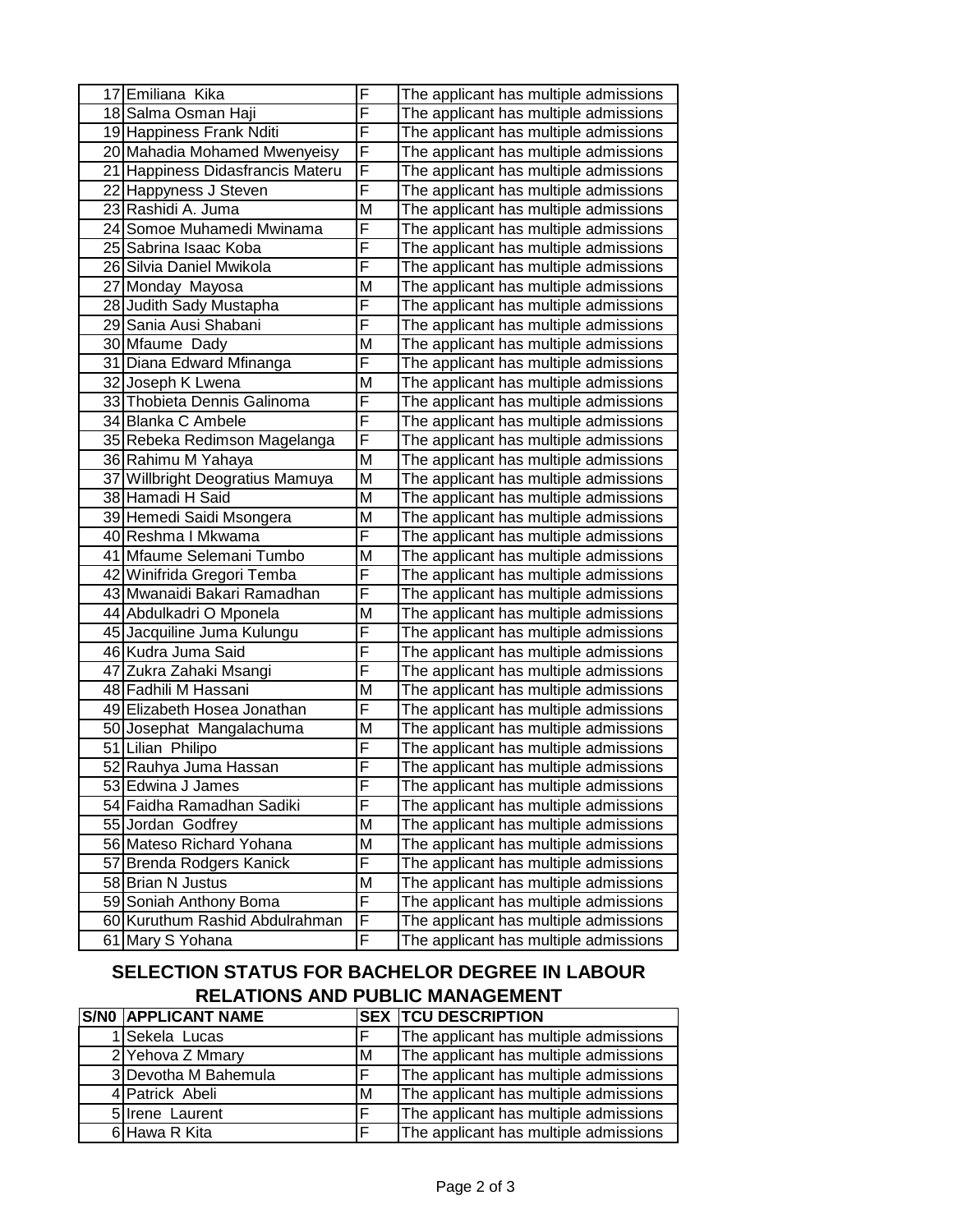| | | | |
|---|---|---|---|
| 17 | Emiliana Kika | F | The applicant has multiple admissions |
| 18 | Salma Osman Haji | F | The applicant has multiple admissions |
| 19 | Happiness Frank Nditi | F | The applicant has multiple admissions |
| 20 | Mahadia Mohamed Mwenyeisy | F | The applicant has multiple admissions |
| 21 | Happiness Didasfrancis Materu | F | The applicant has multiple admissions |
| 22 | Happyness J Steven | F | The applicant has multiple admissions |
| 23 | Rashidi A. Juma | M | The applicant has multiple admissions |
| 24 | Somoe Muhamedi Mwinama | F | The applicant has multiple admissions |
| 25 | Sabrina Isaac Koba | F | The applicant has multiple admissions |
| 26 | Silvia Daniel Mwikola | F | The applicant has multiple admissions |
| 27 | Monday Mayosa | M | The applicant has multiple admissions |
| 28 | Judith Sady Mustapha | F | The applicant has multiple admissions |
| 29 | Sania Ausi Shabani | F | The applicant has multiple admissions |
| 30 | Mfaume Dady | M | The applicant has multiple admissions |
| 31 | Diana Edward Mfinanga | F | The applicant has multiple admissions |
| 32 | Joseph K Lwena | M | The applicant has multiple admissions |
| 33 | Thobieta Dennis Galinoma | F | The applicant has multiple admissions |
| 34 | Blanka C Ambele | F | The applicant has multiple admissions |
| 35 | Rebeka Redimson Magelanga | F | The applicant has multiple admissions |
| 36 | Rahimu M Yahaya | M | The applicant has multiple admissions |
| 37 | Willbright Deogratius Mamuya | M | The applicant has multiple admissions |
| 38 | Hamadi H Said | M | The applicant has multiple admissions |
| 39 | Hemedi Saidi Msongera | M | The applicant has multiple admissions |
| 40 | Reshma I Mkwama | F | The applicant has multiple admissions |
| 41 | Mfaume Selemani Tumbo | M | The applicant has multiple admissions |
| 42 | Winifrida Gregori Temba | F | The applicant has multiple admissions |
| 43 | Mwanaidi Bakari Ramadhan | F | The applicant has multiple admissions |
| 44 | Abdulkadri O Mponela | M | The applicant has multiple admissions |
| 45 | Jacquiline Juma Kulungu | F | The applicant has multiple admissions |
| 46 | Kudra Juma Said | F | The applicant has multiple admissions |
| 47 | Zukra Zahaki Msangi | F | The applicant has multiple admissions |
| 48 | Fadhili M Hassani | M | The applicant has multiple admissions |
| 49 | Elizabeth Hosea Jonathan | F | The applicant has multiple admissions |
| 50 | Josephat Mangalachuma | M | The applicant has multiple admissions |
| 51 | Lilian Philipo | F | The applicant has multiple admissions |
| 52 | Rauhya Juma Hassan | F | The applicant has multiple admissions |
| 53 | Edwina J James | F | The applicant has multiple admissions |
| 54 | Faidha Ramadhan Sadiki | F | The applicant has multiple admissions |
| 55 | Jordan Godfrey | M | The applicant has multiple admissions |
| 56 | Mateso Richard Yohana | M | The applicant has multiple admissions |
| 57 | Brenda Rodgers Kanick | F | The applicant has multiple admissions |
| 58 | Brian N Justus | M | The applicant has multiple admissions |
| 59 | Soniah Anthony Boma | F | The applicant has multiple admissions |
| 60 | Kuruthum Rashid Abdulrahman | F | The applicant has multiple admissions |
| 61 | Mary S Yohana | F | The applicant has multiple admissions |

## SELECTION STATUS FOR BACHELOR DEGREE IN LABOUR RELATIONS AND PUBLIC MANAGEMENT

| S/N0 | APPLICANT NAME | SEX | TCU DESCRIPTION |
|---|---|---|---|
| 1 | Sekela Lucas | F | The applicant has multiple admissions |
| 2 | Yehova Z Mmary | M | The applicant has multiple admissions |
| 3 | Devotha M Bahemula | F | The applicant has multiple admissions |
| 4 | Patrick Abeli | M | The applicant has multiple admissions |
| 5 | Irene Laurent | F | The applicant has multiple admissions |
| 6 | Hawa R Kita | F | The applicant has multiple admissions |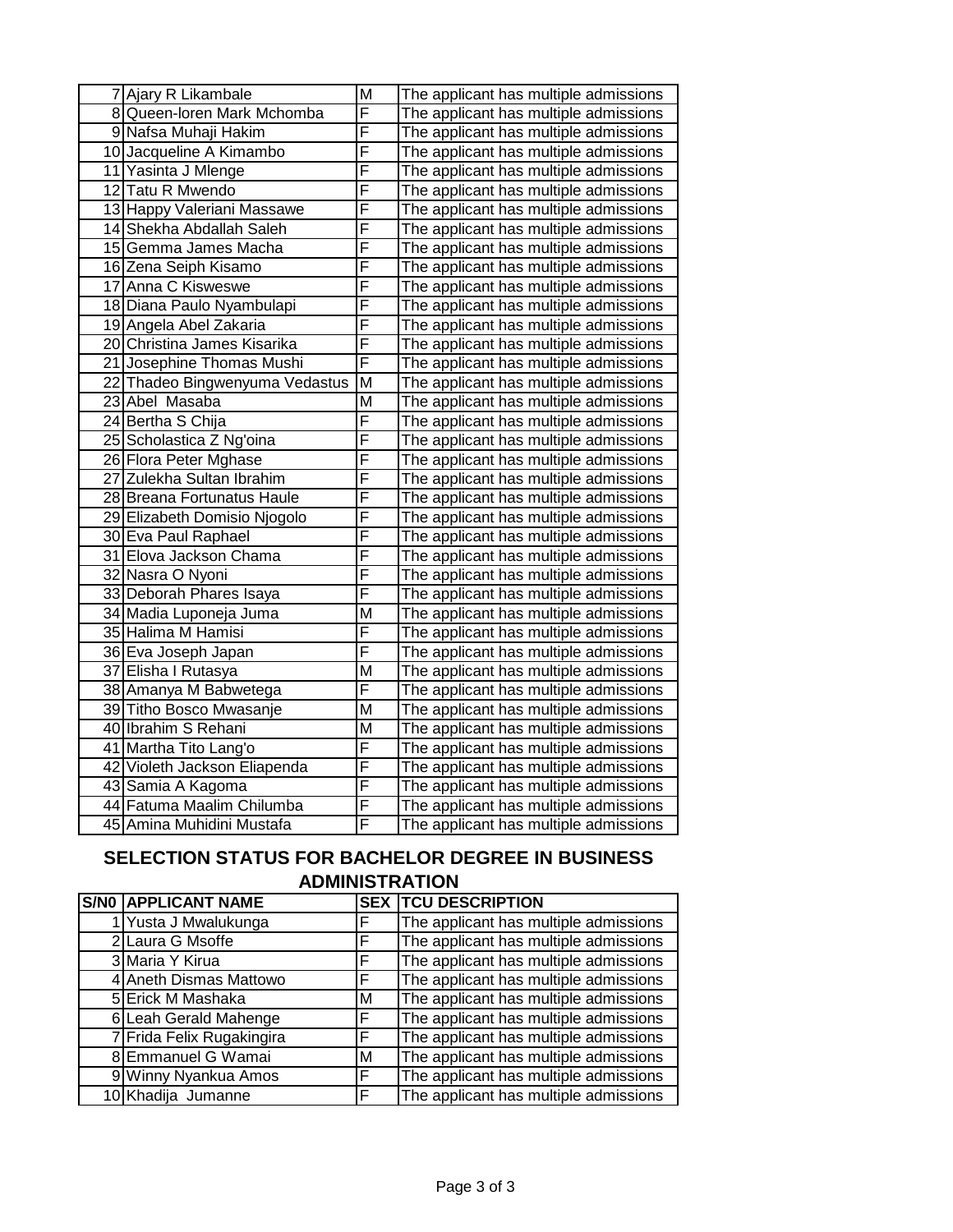| | | | |
|---|---|---|---|
| 7 | Ajary R Likambale | M | The applicant has multiple admissions |
| 8 | Queen-loren Mark Mchomba | F | The applicant has multiple admissions |
| 9 | Nafsa Muhaji Hakim | F | The applicant has multiple admissions |
| 10 | Jacqueline A Kimambo | F | The applicant has multiple admissions |
| 11 | Yasinta J Mlenge | F | The applicant has multiple admissions |
| 12 | Tatu R Mwendo | F | The applicant has multiple admissions |
| 13 | Happy Valeriani Massawe | F | The applicant has multiple admissions |
| 14 | Shekha Abdallah Saleh | F | The applicant has multiple admissions |
| 15 | Gemma James Macha | F | The applicant has multiple admissions |
| 16 | Zena Seiph Kisamo | F | The applicant has multiple admissions |
| 17 | Anna C Kisweswe | F | The applicant has multiple admissions |
| 18 | Diana Paulo Nyambulapi | F | The applicant has multiple admissions |
| 19 | Angela Abel Zakaria | F | The applicant has multiple admissions |
| 20 | Christina James Kisarika | F | The applicant has multiple admissions |
| 21 | Josephine Thomas Mushi | F | The applicant has multiple admissions |
| 22 | Thadeo Bingwenyuma Vedastus | M | The applicant has multiple admissions |
| 23 | Abel Masaba | M | The applicant has multiple admissions |
| 24 | Bertha S Chija | F | The applicant has multiple admissions |
| 25 | Scholastica Z Ng'oina | F | The applicant has multiple admissions |
| 26 | Flora Peter Mghase | F | The applicant has multiple admissions |
| 27 | Zulekha Sultan Ibrahim | F | The applicant has multiple admissions |
| 28 | Breana Fortunatus Haule | F | The applicant has multiple admissions |
| 29 | Elizabeth Domisio Njogolo | F | The applicant has multiple admissions |
| 30 | Eva Paul Raphael | F | The applicant has multiple admissions |
| 31 | Elova Jackson Chama | F | The applicant has multiple admissions |
| 32 | Nasra O Nyoni | F | The applicant has multiple admissions |
| 33 | Deborah Phares Isaya | F | The applicant has multiple admissions |
| 34 | Madia Luponeja Juma | M | The applicant has multiple admissions |
| 35 | Halima M Hamisi | F | The applicant has multiple admissions |
| 36 | Eva Joseph Japan | F | The applicant has multiple admissions |
| 37 | Elisha I Rutasya | M | The applicant has multiple admissions |
| 38 | Amanya M Babwetega | F | The applicant has multiple admissions |
| 39 | Titho Bosco Mwasanje | M | The applicant has multiple admissions |
| 40 | Ibrahim S Rehani | M | The applicant has multiple admissions |
| 41 | Martha Tito Lang'o | F | The applicant has multiple admissions |
| 42 | Violeth Jackson Eliapenda | F | The applicant has multiple admissions |
| 43 | Samia A Kagoma | F | The applicant has multiple admissions |
| 44 | Fatuma Maalim Chilumba | F | The applicant has multiple admissions |
| 45 | Amina Muhidini Mustafa | F | The applicant has multiple admissions |

## SELECTION STATUS FOR BACHELOR DEGREE IN BUSINESS ADMINISTRATION

| S/N0 | APPLICANT NAME | SEX | TCU DESCRIPTION |
|---|---|---|---|
| 1 | Yusta J Mwalukunga | F | The applicant has multiple admissions |
| 2 | Laura G Msoffe | F | The applicant has multiple admissions |
| 3 | Maria Y Kirua | F | The applicant has multiple admissions |
| 4 | Aneth Dismas Mattowo | F | The applicant has multiple admissions |
| 5 | Erick M Mashaka | M | The applicant has multiple admissions |
| 6 | Leah Gerald Mahenge | F | The applicant has multiple admissions |
| 7 | Frida Felix Rugakingira | F | The applicant has multiple admissions |
| 8 | Emmanuel G Wamai | M | The applicant has multiple admissions |
| 9 | Winny Nyankua Amos | F | The applicant has multiple admissions |
| 10 | Khadija Jumanne | F | The applicant has multiple admissions |